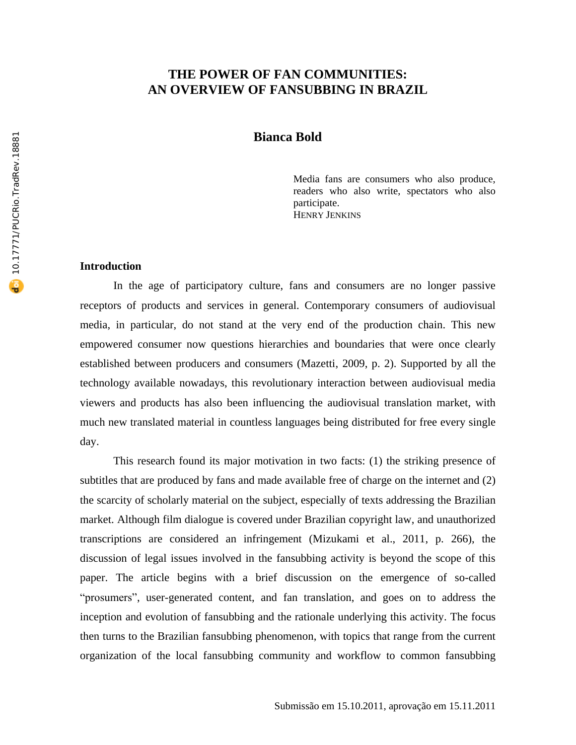# THE POWER OF FAN COMMUNITIES: AN OVERVIEW OF FANSUBBING IN BRAZIL

**Bianca Bold**

> Media fans are consumers who also produce, readers who also write, spectators who also participate.
> HENRY JENKINS

## Introduction

In the age of participatory culture, fans and consumers are no longer passive receptors of products and services in general. Contemporary consumers of audiovisual media, in particular, do not stand at the very end of the production chain. This new empowered consumer now questions hierarchies and boundaries that were once clearly established between producers and consumers (Mazetti, 2009, p. 2). Supported by all the technology available nowadays, this revolutionary interaction between audiovisual media viewers and products has also been influencing the audiovisual translation market, with much new translated material in countless languages being distributed for free every single day.

This research found its major motivation in two facts: (1) the striking presence of subtitles that are produced by fans and made available free of charge on the internet and (2) the scarcity of scholarly material on the subject, especially of texts addressing the Brazilian market. Although film dialogue is covered under Brazilian copyright law, and unauthorized transcriptions are considered an infringement (Mizukami et al., 2011, p. 266), the discussion of legal issues involved in the fansubbing activity is beyond the scope of this paper. The article begins with a brief discussion on the emergence of so-called "prosumers", user-generated content, and fan translation, and goes on to address the inception and evolution of fansubbing and the rationale underlying this activity. The focus then turns to the Brazilian fansubbing phenomenon, with topics that range from the current organization of the local fansubbing community and workflow to common fansubbing

Submissão em 15.10.2011, aprovação em 15.11.2011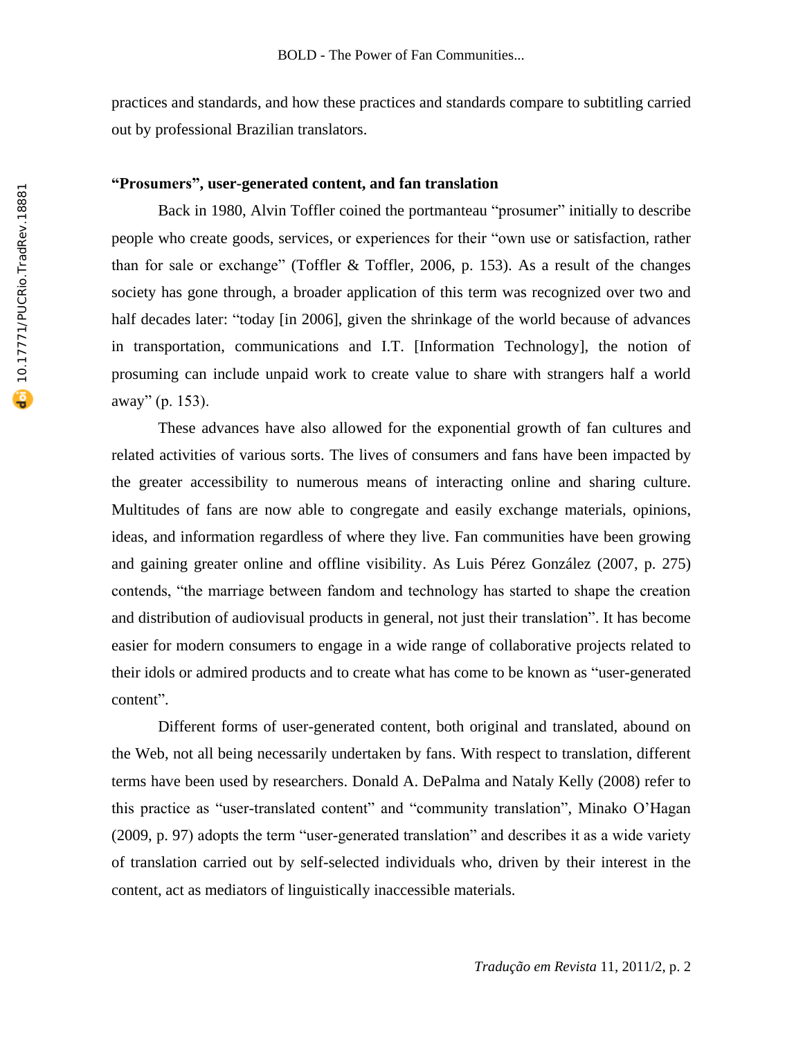practices and standards, and how these practices and standards compare to subtitling carried out by professional Brazilian translators.

## "Prosumers", user-generated content, and fan translation

Back in 1980, Alvin Toffler coined the portmanteau "prosumer" initially to describe people who create goods, services, or experiences for their "own use or satisfaction, rather than for sale or exchange" (Toffler & Toffler, 2006, p. 153). As a result of the changes society has gone through, a broader application of this term was recognized over two and half decades later: "today [in 2006], given the shrinkage of the world because of advances in transportation, communications and I.T. [Information Technology], the notion of prosuming can include unpaid work to create value to share with strangers half a world away" (p. 153).

These advances have also allowed for the exponential growth of fan cultures and related activities of various sorts. The lives of consumers and fans have been impacted by the greater accessibility to numerous means of interacting online and sharing culture. Multitudes of fans are now able to congregate and easily exchange materials, opinions, ideas, and information regardless of where they live. Fan communities have been growing and gaining greater online and offline visibility. As Luis Pérez González (2007, p. 275) contends, "the marriage between fandom and technology has started to shape the creation and distribution of audiovisual products in general, not just their translation". It has become easier for modern consumers to engage in a wide range of collaborative projects related to their idols or admired products and to create what has come to be known as "user-generated content".

Different forms of user-generated content, both original and translated, abound on the Web, not all being necessarily undertaken by fans. With respect to translation, different terms have been used by researchers. Donald A. DePalma and Nataly Kelly (2008) refer to this practice as "user-translated content" and "community translation", Minako O'Hagan (2009, p. 97) adopts the term "user-generated translation" and describes it as a wide variety of translation carried out by self-selected individuals who, driven by their interest in the content, act as mediators of linguistically inaccessible materials.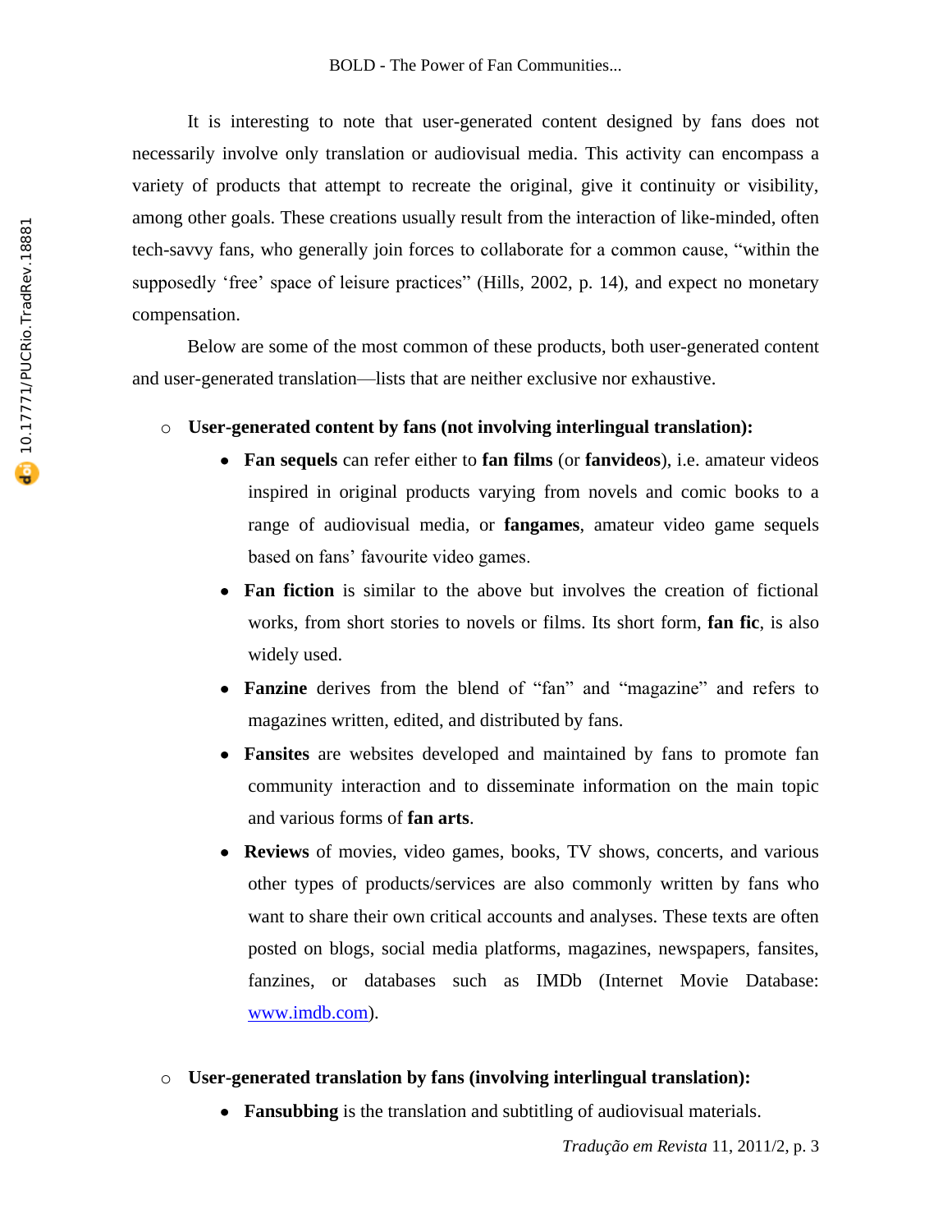It is interesting to note that user-generated content designed by fans does not necessarily involve only translation or audiovisual media. This activity can encompass a variety of products that attempt to recreate the original, give it continuity or visibility, among other goals. These creations usually result from the interaction of like-minded, often tech-savvy fans, who generally join forces to collaborate for a common cause, “within the supposedly ‘free’ space of leisure practices” (Hills, 2002, p. 14), and expect no monetary compensation.

Below are some of the most common of these products, both user-generated content and user-generated translation—lists that are neither exclusive nor exhaustive.

- **User-generated content by fans (not involving interlingual translation):**
  - **Fan sequels** can refer either to **fan films** (or **fanvideos**), i.e. amateur videos inspired in original products varying from novels and comic books to a range of audiovisual media, or **fangames**, amateur video game sequels based on fans’ favourite video games.
  - **Fan fiction** is similar to the above but involves the creation of fictional works, from short stories to novels or films. Its short form, **fan fic**, is also widely used.
  - **Fanzine** derives from the blend of “fan” and “magazine” and refers to magazines written, edited, and distributed by fans.
  - **Fansites** are websites developed and maintained by fans to promote fan community interaction and to disseminate information on the main topic and various forms of **fan arts**.
  - **Reviews** of movies, video games, books, TV shows, concerts, and various other types of products/services are also commonly written by fans who want to share their own critical accounts and analyses. These texts are often posted on blogs, social media platforms, magazines, newspapers, fansites, fanzines, or databases such as IMDb (Internet Movie Database: www.imdb.com).

- **User-generated translation by fans (involving interlingual translation):**
  - **Fansubbing** is the translation and subtitling of audiovisual materials.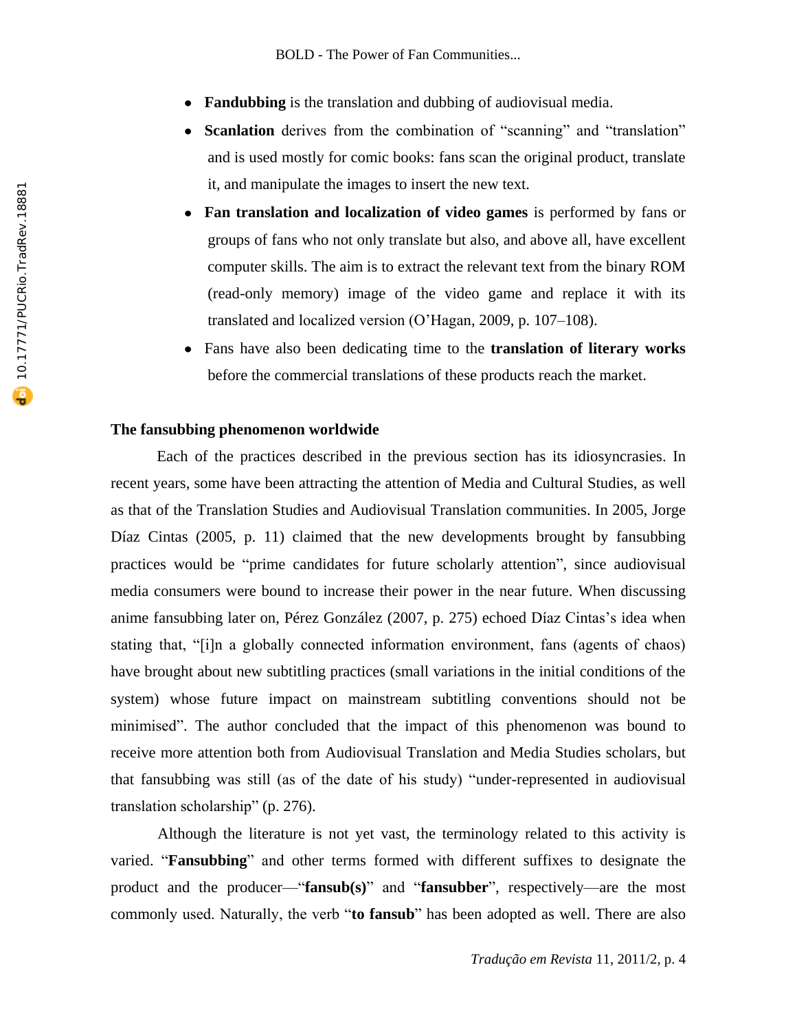- **Fandubbing** is the translation and dubbing of audiovisual media.
- **Scanlation** derives from the combination of "scanning" and "translation" and is used mostly for comic books: fans scan the original product, translate it, and manipulate the images to insert the new text.
- **Fan translation and localization of video games** is performed by fans or groups of fans who not only translate but also, and above all, have excellent computer skills. The aim is to extract the relevant text from the binary ROM (read-only memory) image of the video game and replace it with its translated and localized version (O'Hagan, 2009, p. 107–108).
- Fans have also been dedicating time to the **translation of literary works** before the commercial translations of these products reach the market.

### The fansubbing phenomenon worldwide

Each of the practices described in the previous section has its idiosyncrasies. In recent years, some have been attracting the attention of Media and Cultural Studies, as well as that of the Translation Studies and Audiovisual Translation communities. In 2005, Jorge Díaz Cintas (2005, p. 11) claimed that the new developments brought by fansubbing practices would be "prime candidates for future scholarly attention", since audiovisual media consumers were bound to increase their power in the near future. When discussing anime fansubbing later on, Pérez González (2007, p. 275) echoed Díaz Cintas's idea when stating that, "[i]n a globally connected information environment, fans (agents of chaos) have brought about new subtitling practices (small variations in the initial conditions of the system) whose future impact on mainstream subtitling conventions should not be minimised". The author concluded that the impact of this phenomenon was bound to receive more attention both from Audiovisual Translation and Media Studies scholars, but that fansubbing was still (as of the date of his study) "under-represented in audiovisual translation scholarship" (p. 276).

Although the literature is not yet vast, the terminology related to this activity is varied. "**Fansubbing**" and other terms formed with different suffixes to designate the product and the producer—"**fansub(s)**" and "**fansubber**", respectively—are the most commonly used. Naturally, the verb "**to fansub**" has been adopted as well. There are also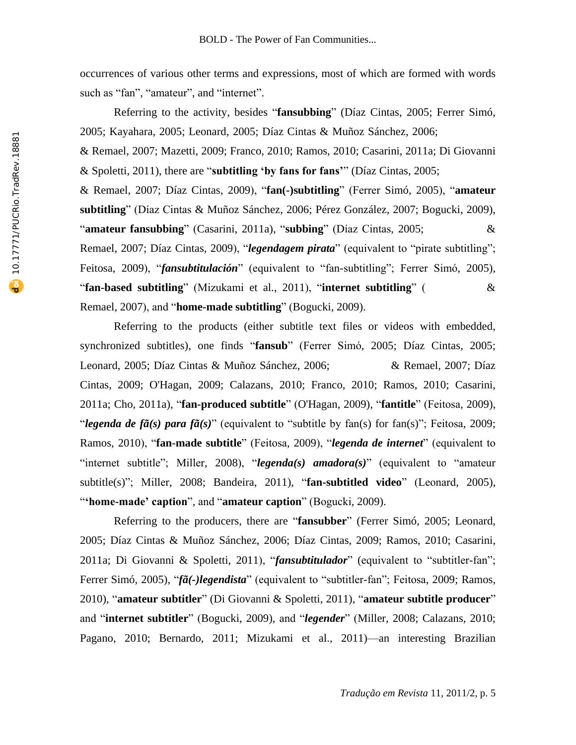occurrences of various other terms and expressions, most of which are formed with words such as “fan”, “amateur”, and “internet”.

Referring to the activity, besides “**fansubbing**” (Díaz Cintas, 2005; Ferrer Simó, 2005; Kayahara, 2005; Leonard, 2005; Díaz Cintas & Muñoz Sánchez, 2006; & Remael, 2007; Mazetti, 2009; Franco, 2010; Ramos, 2010; Casarini, 2011a; Di Giovanni & Spoletti, 2011), there are “**subtitling ‘by fans for fans’**” (Díaz Cintas, 2005; & Remael, 2007; Díaz Cintas, 2009), “**fan(-)subtitling**” (Ferrer Simó, 2005), “**amateur subtitling**” (Díaz Cintas & Muñoz Sánchez, 2006; Pérez González, 2007; Bogucki, 2009), “**amateur fansubbing**” (Casarini, 2011a), “**subbing**” (Díaz Cintas, 2005; & Remael, 2007; Díaz Cintas, 2009), “***legendagem pirata***” (equivalent to “pirate subtitling”; Feitosa, 2009), “***fansubtitulación***” (equivalent to “fan-subtitling”; Ferrer Simó, 2005), “**fan-based subtitling**” (Mizukami et al., 2011), “**internet subtitling**” ( & Remael, 2007), and “**home-made subtitling**” (Bogucki, 2009).

Referring to the products (either subtitle text files or videos with embedded, synchronized subtitles), one finds “**fansub**” (Ferrer Simó, 2005; Díaz Cintas, 2005; Leonard, 2005; Díaz Cintas & Muñoz Sánchez, 2006; & Remael, 2007; Díaz Cintas, 2009; O'Hagan, 2009; Calazans, 2010; Franco, 2010; Ramos, 2010; Casarini, 2011a; Cho, 2011a), “**fan-produced subtitle**” (O'Hagan, 2009), “**fantitle**” (Feitosa, 2009), “***legenda de fã(s) para fã(s)***” (equivalent to “subtitle by fan(s) for fan(s)”; Feitosa, 2009; Ramos, 2010), “**fan-made subtitle**” (Feitosa, 2009), “***legenda de internet***” (equivalent to “internet subtitle”; Miller, 2008), “***legenda(s) amadora(s)***” (equivalent to “amateur subtitle(s)”; Miller, 2008; Bandeira, 2011), “**fan-subtitled video**” (Leonard, 2005), “**‘home-made’ caption**”, and “**amateur caption**” (Bogucki, 2009).

Referring to the producers, there are “**fansubber**” (Ferrer Simó, 2005; Leonard, 2005; Díaz Cintas & Muñoz Sánchez, 2006; Díaz Cintas, 2009; Ramos, 2010; Casarini, 2011a; Di Giovanni & Spoletti, 2011), “***fansubtitulador***” (equivalent to “subtitler-fan”; Ferrer Simó, 2005), “***fã(-)legendista***” (equivalent to “subtitler-fan”; Feitosa, 2009; Ramos, 2010), “**amateur subtitler**” (Di Giovanni & Spoletti, 2011), “**amateur subtitle producer**” and “**internet subtitler**” (Bogucki, 2009), and “***legender***” (Miller, 2008; Calazans, 2010; Pagano, 2010; Bernardo, 2011; Mizukami et al., 2011)—an interesting Brazilian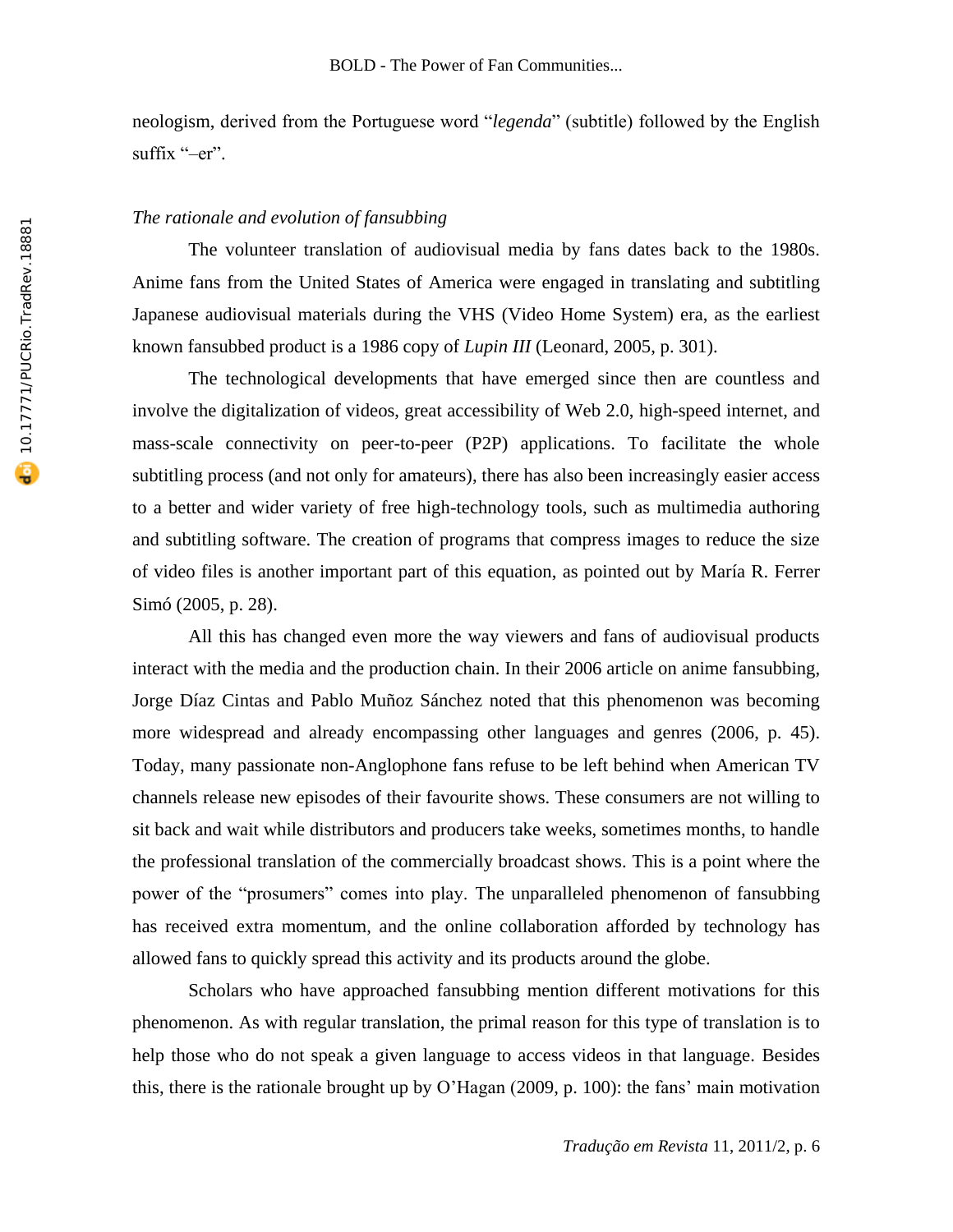neologism, derived from the Portuguese word "*legenda*" (subtitle) followed by the English suffix "–er".

*The rationale and evolution of fansubbing*

The volunteer translation of audiovisual media by fans dates back to the 1980s. Anime fans from the United States of America were engaged in translating and subtitling Japanese audiovisual materials during the VHS (Video Home System) era, as the earliest known fansubbed product is a 1986 copy of *Lupin III* (Leonard, 2005, p. 301).

The technological developments that have emerged since then are countless and involve the digitalization of videos, great accessibility of Web 2.0, high-speed internet, and mass-scale connectivity on peer-to-peer (P2P) applications. To facilitate the whole subtitling process (and not only for amateurs), there has also been increasingly easier access to a better and wider variety of free high-technology tools, such as multimedia authoring and subtitling software. The creation of programs that compress images to reduce the size of video files is another important part of this equation, as pointed out by María R. Ferrer Simó (2005, p. 28).

All this has changed even more the way viewers and fans of audiovisual products interact with the media and the production chain. In their 2006 article on anime fansubbing, Jorge Díaz Cintas and Pablo Muñoz Sánchez noted that this phenomenon was becoming more widespread and already encompassing other languages and genres (2006, p. 45). Today, many passionate non-Anglophone fans refuse to be left behind when American TV channels release new episodes of their favourite shows. These consumers are not willing to sit back and wait while distributors and producers take weeks, sometimes months, to handle the professional translation of the commercially broadcast shows. This is a point where the power of the "prosumers" comes into play. The unparalleled phenomenon of fansubbing has received extra momentum, and the online collaboration afforded by technology has allowed fans to quickly spread this activity and its products around the globe.

Scholars who have approached fansubbing mention different motivations for this phenomenon. As with regular translation, the primal reason for this type of translation is to help those who do not speak a given language to access videos in that language. Besides this, there is the rationale brought up by O'Hagan (2009, p. 100): the fans' main motivation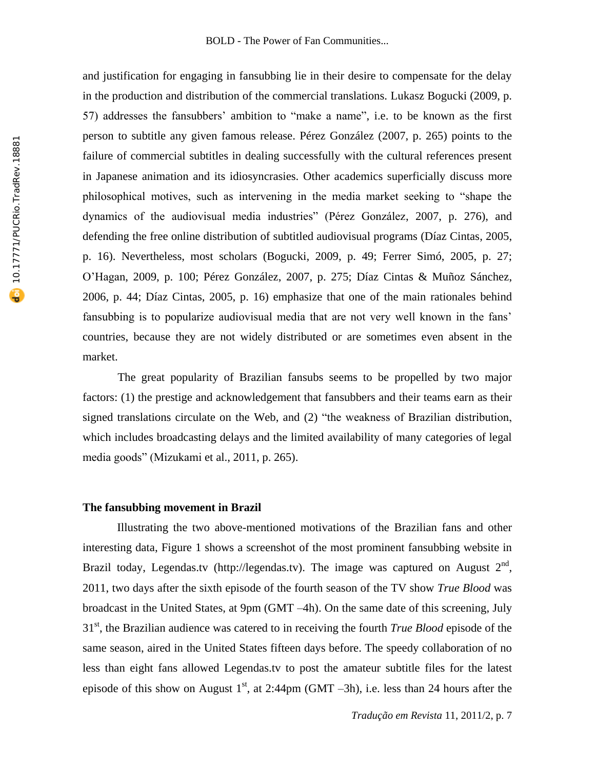and justification for engaging in fansubbing lie in their desire to compensate for the delay in the production and distribution of the commercial translations. Lukasz Bogucki (2009, p. 57) addresses the fansubbers' ambition to "make a name", i.e. to be known as the first person to subtitle any given famous release. Pérez González (2007, p. 265) points to the failure of commercial subtitles in dealing successfully with the cultural references present in Japanese animation and its idiosyncrasies. Other academics superficially discuss more philosophical motives, such as intervening in the media market seeking to "shape the dynamics of the audiovisual media industries" (Pérez González, 2007, p. 276), and defending the free online distribution of subtitled audiovisual programs (Díaz Cintas, 2005, p. 16). Nevertheless, most scholars (Bogucki, 2009, p. 49; Ferrer Simó, 2005, p. 27; O'Hagan, 2009, p. 100; Pérez González, 2007, p. 275; Díaz Cintas & Muñoz Sánchez, 2006, p. 44; Díaz Cintas, 2005, p. 16) emphasize that one of the main rationales behind fansubbing is to popularize audiovisual media that are not very well known in the fans' countries, because they are not widely distributed or are sometimes even absent in the market.

The great popularity of Brazilian fansubs seems to be propelled by two major factors: (1) the prestige and acknowledgement that fansubbers and their teams earn as their signed translations circulate on the Web, and (2) "the weakness of Brazilian distribution, which includes broadcasting delays and the limited availability of many categories of legal media goods" (Mizukami et al., 2011, p. 265).

## The fansubbing movement in Brazil

Illustrating the two above-mentioned motivations of the Brazilian fans and other interesting data, Figure 1 shows a screenshot of the most prominent fansubbing website in Brazil today, Legendas.tv (http://legendas.tv). The image was captured on August 2nd, 2011, two days after the sixth episode of the fourth season of the TV show *True Blood* was broadcast in the United States, at 9pm (GMT –4h). On the same date of this screening, July 31st, the Brazilian audience was catered to in receiving the fourth *True Blood* episode of the same season, aired in the United States fifteen days before. The speedy collaboration of no less than eight fans allowed Legendas.tv to post the amateur subtitle files for the latest episode of this show on August 1st, at 2:44pm (GMT –3h), i.e. less than 24 hours after the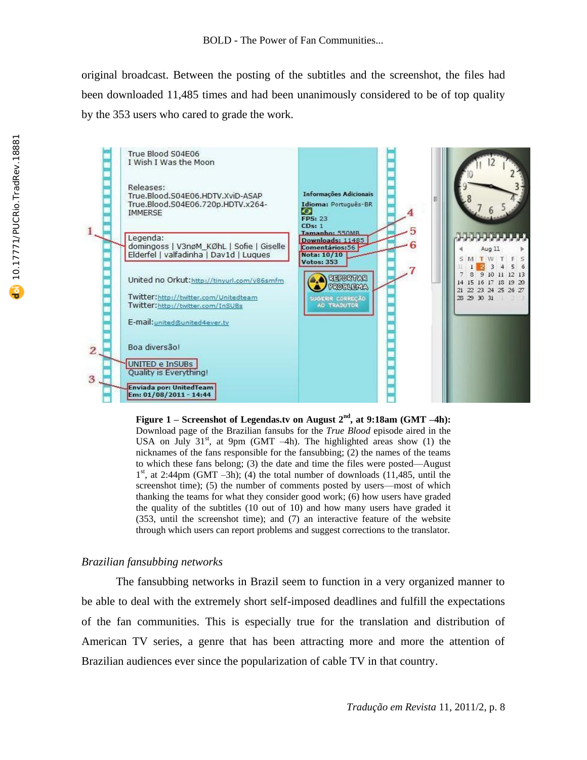original broadcast. Between the posting of the subtitles and the screenshot, the files had been downloaded 11,485 times and had been unanimously considered to be of top quality by the 353 users who cared to grade the work.

**Figure 1 – Screenshot of Legendas.tv on August 2nd, at 9:18am (GMT –4h):** Download page of the Brazilian fansubs for the *True Blood* episode aired in the USA on July 31st, at 9pm (GMT –4h). The highlighted areas show (1) the nicknames of the fans responsible for the fansubbing; (2) the names of the teams to which these fans belong; (3) the date and time the files were posted—August 1st, at 2:44pm (GMT –3h); (4) the total number of downloads (11,485, until the screenshot time); (5) the number of comments posted by users—most of which thanking the teams for what they consider good work; (6) how users have graded the quality of the subtitles (10 out of 10) and how many users have graded it (353, until the screenshot time); and (7) an interactive feature of the website through which users can report problems and suggest corrections to the translator.

### *Brazilian fansubbing networks*

The fansubbing networks in Brazil seem to function in a very organized manner to be able to deal with the extremely short self-imposed deadlines and fulfill the expectations of the fan communities. This is especially true for the translation and distribution of American TV series, a genre that has been attracting more and more the attention of Brazilian audiences ever since the popularization of cable TV in that country.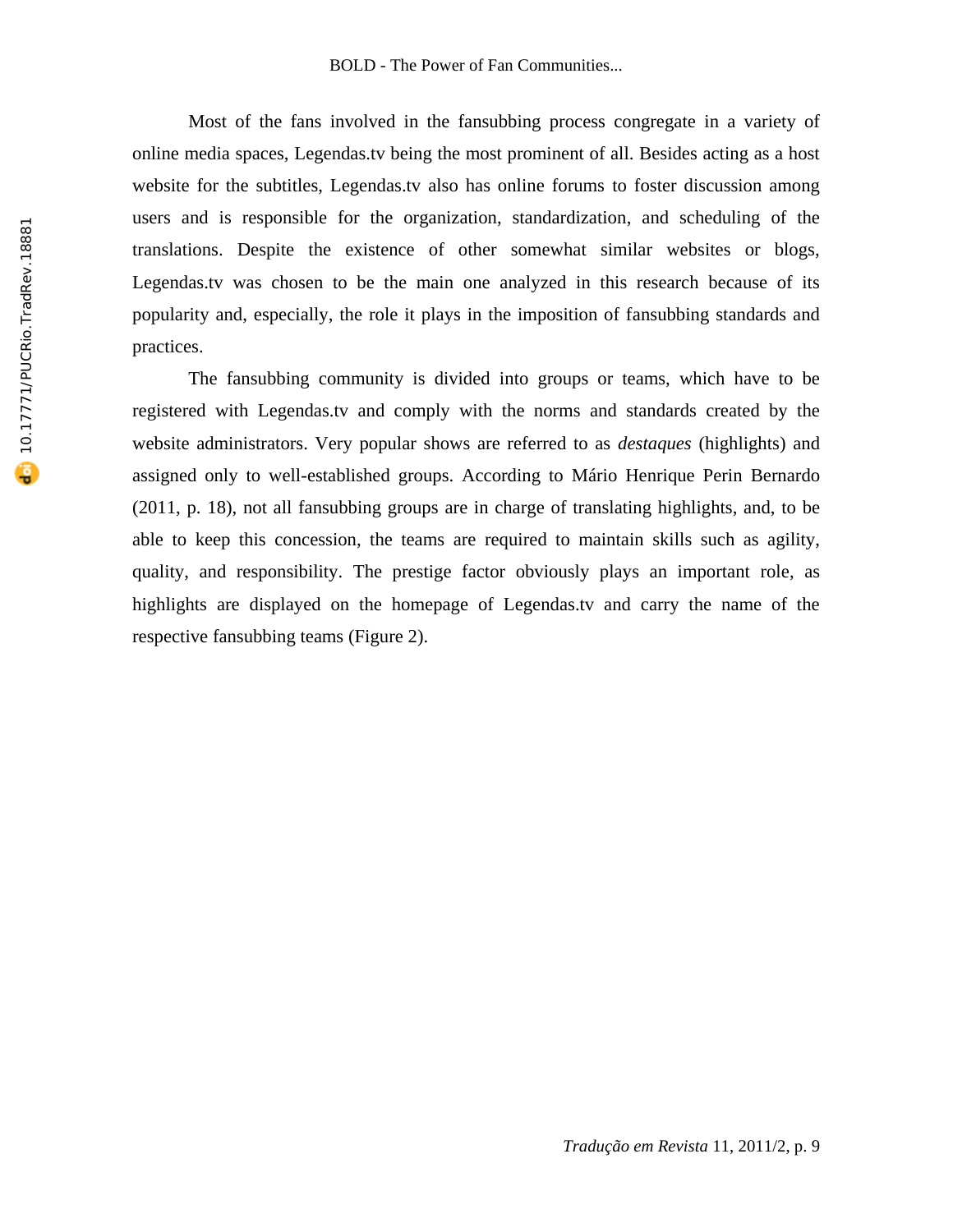Most of the fans involved in the fansubbing process congregate in a variety of online media spaces, Legendas.tv being the most prominent of all. Besides acting as a host website for the subtitles, Legendas.tv also has online forums to foster discussion among users and is responsible for the organization, standardization, and scheduling of the translations. Despite the existence of other somewhat similar websites or blogs, Legendas.tv was chosen to be the main one analyzed in this research because of its popularity and, especially, the role it plays in the imposition of fansubbing standards and practices.

The fansubbing community is divided into groups or teams, which have to be registered with Legendas.tv and comply with the norms and standards created by the website administrators. Very popular shows are referred to as *destaques* (highlights) and assigned only to well-established groups. According to Mário Henrique Perin Bernardo (2011, p. 18), not all fansubbing groups are in charge of translating highlights, and, to be able to keep this concession, the teams are required to maintain skills such as agility, quality, and responsibility. The prestige factor obviously plays an important role, as highlights are displayed on the homepage of Legendas.tv and carry the name of the respective fansubbing teams (Figure 2).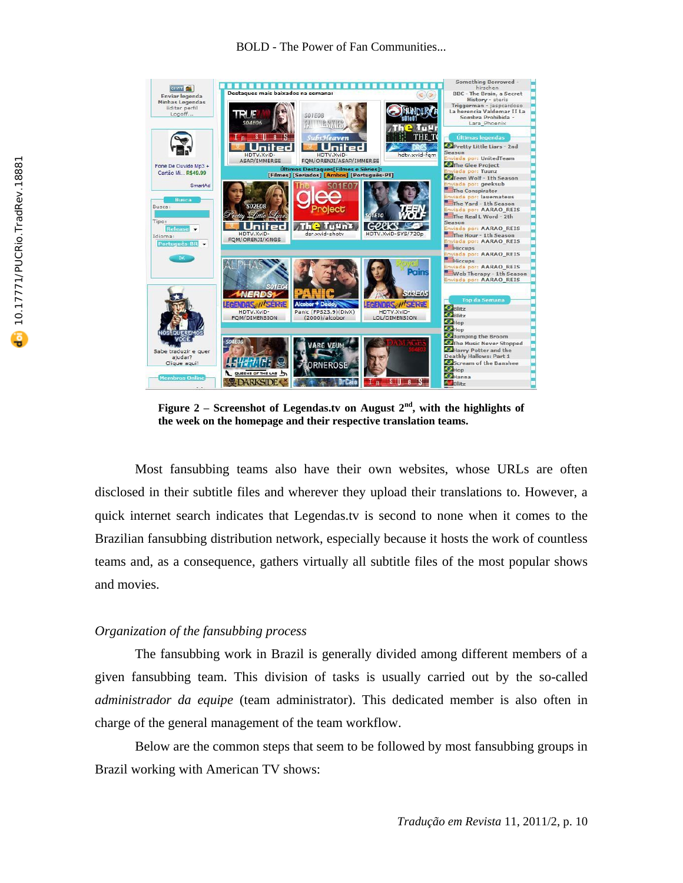**Figure 2 – Screenshot of Legendas.tv on August 2nd, with the highlights of the week on the homepage and their respective translation teams.**

Most fansubbing teams also have their own websites, whose URLs are often disclosed in their subtitle files and wherever they upload their translations to. However, a quick internet search indicates that Legendas.tv is second to none when it comes to the Brazilian fansubbing distribution network, especially because it hosts the work of countless teams and, as a consequence, gathers virtually all subtitle files of the most popular shows and movies.

*Organization of the fansubbing process*

The fansubbing work in Brazil is generally divided among different members of a given fansubbing team. This division of tasks is usually carried out by the so-called *administrador da equipe* (team administrator). This dedicated member is also often in charge of the general management of the team workflow.

Below are the common steps that seem to be followed by most fansubbing groups in Brazil working with American TV shows: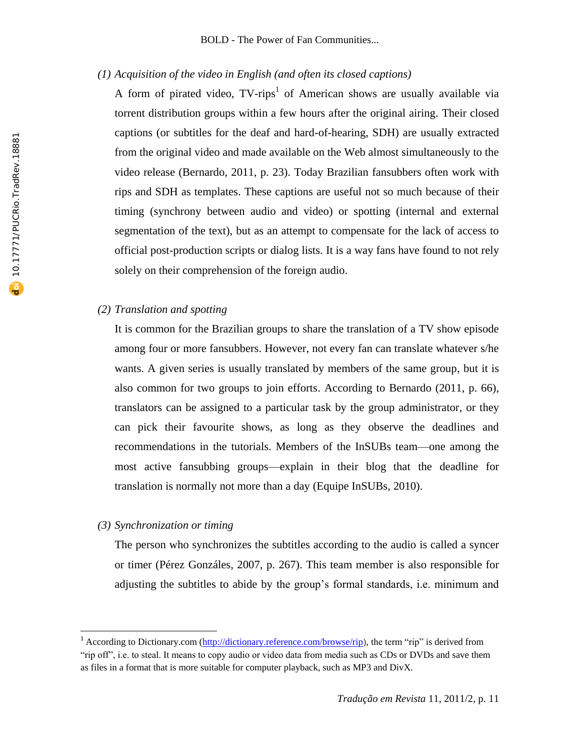*(1) Acquisition of the video in English (and often its closed captions)*

A form of pirated video, TV-rips[1] of American shows are usually available via torrent distribution groups within a few hours after the original airing. Their closed captions (or subtitles for the deaf and hard-of-hearing, SDH) are usually extracted from the original video and made available on the Web almost simultaneously to the video release (Bernardo, 2011, p. 23). Today Brazilian fansubbers often work with rips and SDH as templates. These captions are useful not so much because of their timing (synchrony between audio and video) or spotting (internal and external segmentation of the text), but as an attempt to compensate for the lack of access to official post-production scripts or dialog lists. It is a way fans have found to not rely solely on their comprehension of the foreign audio.

*(2) Translation and spotting*

It is common for the Brazilian groups to share the translation of a TV show episode among four or more fansubbers. However, not every fan can translate whatever s/he wants. A given series is usually translated by members of the same group, but it is also common for two groups to join efforts. According to Bernardo (2011, p. 66), translators can be assigned to a particular task by the group administrator, or they can pick their favourite shows, as long as they observe the deadlines and recommendations in the tutorials. Members of the InSUBs team—one among the most active fansubbing groups—explain in their blog that the deadline for translation is normally not more than a day (Equipe InSUBs, 2010).

*(3) Synchronization or timing*

The person who synchronizes the subtitles according to the audio is called a syncer or timer (Pérez Gonzáles, 2007, p. 267). This team member is also responsible for adjusting the subtitles to abide by the group's formal standards, i.e. minimum and

[1] According to Dictionary.com (http://dictionary.reference.com/browse/rip), the term "rip" is derived from "rip off", i.e. to steal. It means to copy audio or video data from media such as CDs or DVDs and save them as files in a format that is more suitable for computer playback, such as MP3 and DivX.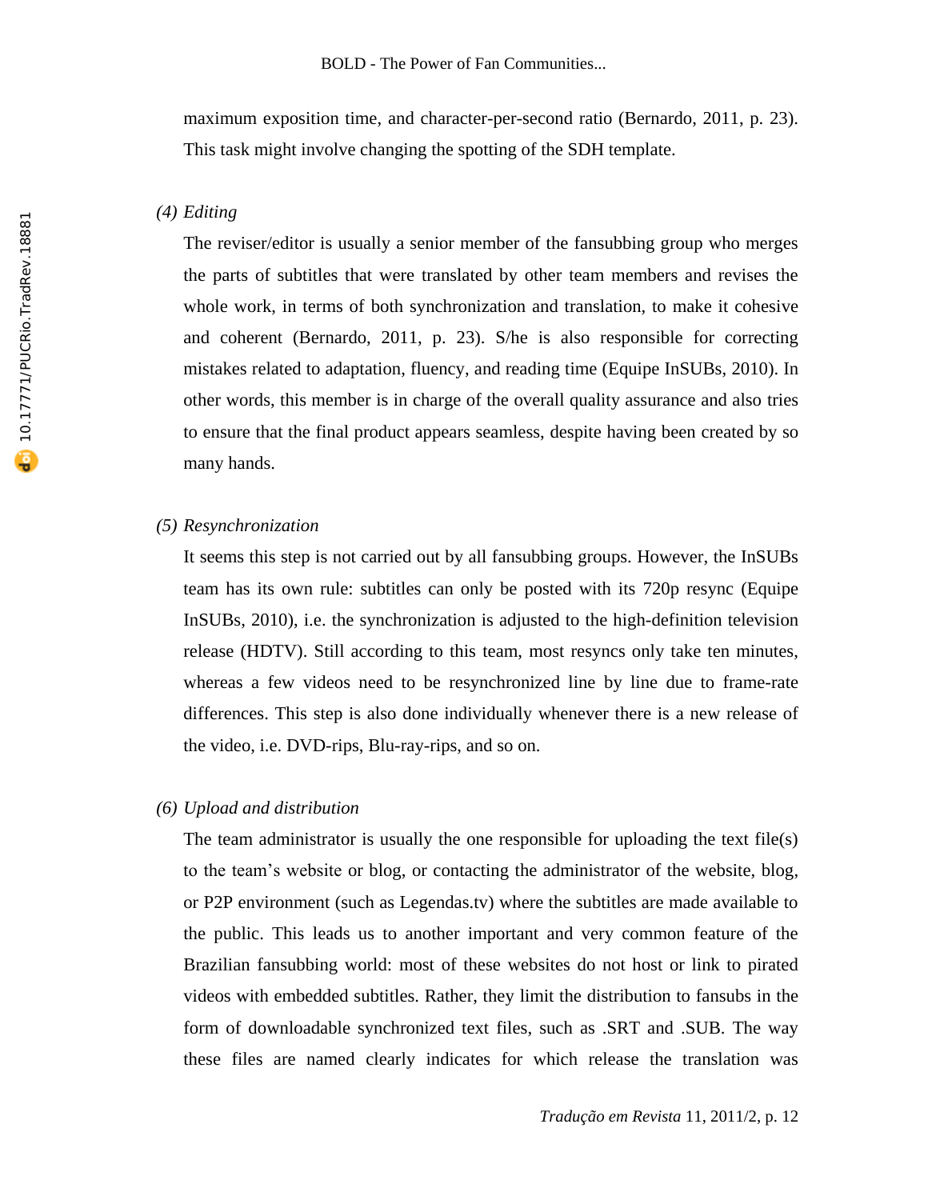maximum exposition time, and character-per-second ratio (Bernardo, 2011, p. 23). This task might involve changing the spotting of the SDH template.

*(4) Editing*

The reviser/editor is usually a senior member of the fansubbing group who merges the parts of subtitles that were translated by other team members and revises the whole work, in terms of both synchronization and translation, to make it cohesive and coherent (Bernardo, 2011, p. 23). S/he is also responsible for correcting mistakes related to adaptation, fluency, and reading time (Equipe InSUBs, 2010). In other words, this member is in charge of the overall quality assurance and also tries to ensure that the final product appears seamless, despite having been created by so many hands.

*(5) Resynchronization*

It seems this step is not carried out by all fansubbing groups. However, the InSUBs team has its own rule: subtitles can only be posted with its 720p resync (Equipe InSUBs, 2010), i.e. the synchronization is adjusted to the high-definition television release (HDTV). Still according to this team, most resyncs only take ten minutes, whereas a few videos need to be resynchronized line by line due to frame-rate differences. This step is also done individually whenever there is a new release of the video, i.e. DVD-rips, Blu-ray-rips, and so on.

*(6) Upload and distribution*

The team administrator is usually the one responsible for uploading the text file(s) to the team's website or blog, or contacting the administrator of the website, blog, or P2P environment (such as Legendas.tv) where the subtitles are made available to the public. This leads us to another important and very common feature of the Brazilian fansubbing world: most of these websites do not host or link to pirated videos with embedded subtitles. Rather, they limit the distribution to fansubs in the form of downloadable synchronized text files, such as .SRT and .SUB. The way these files are named clearly indicates for which release the translation was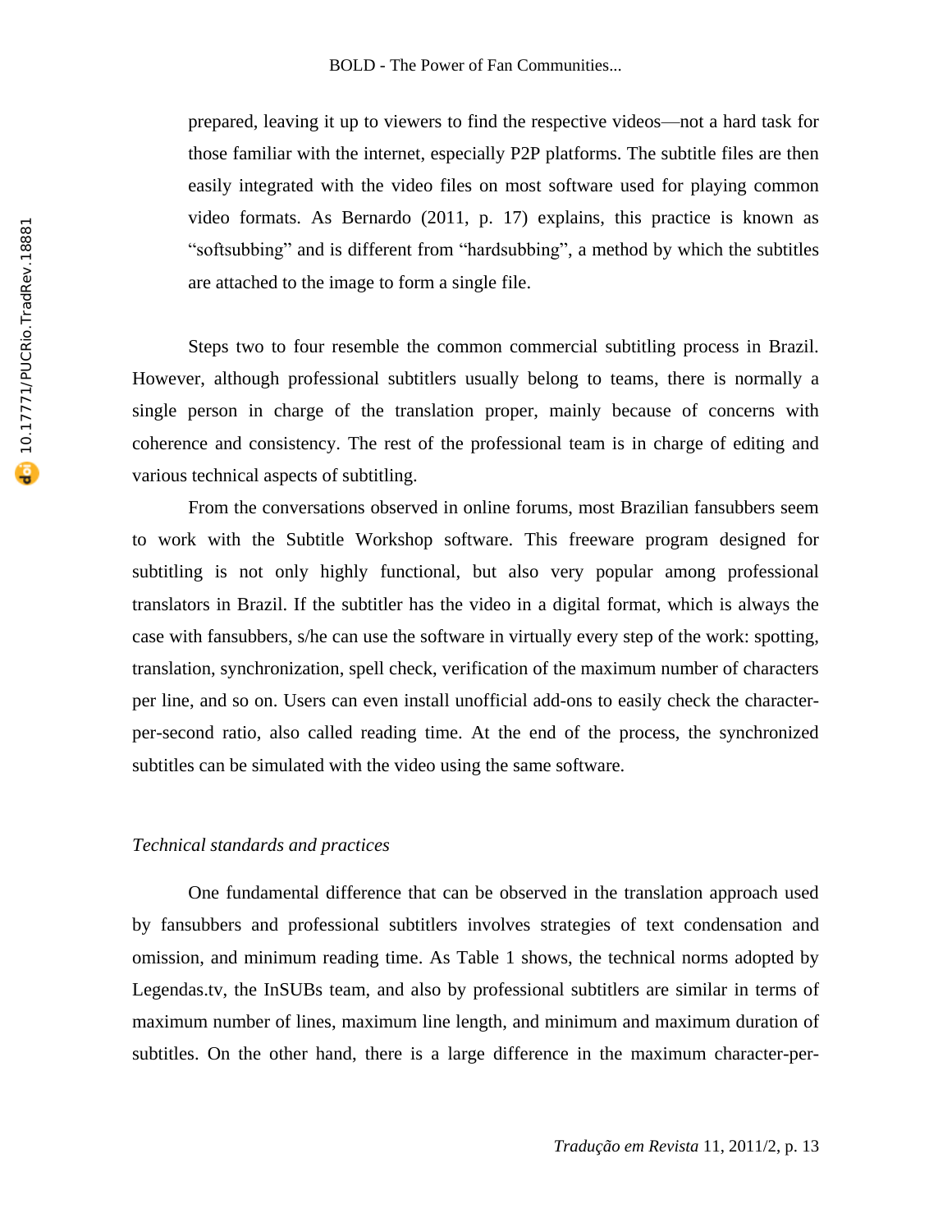prepared, leaving it up to viewers to find the respective videos—not a hard task for those familiar with the internet, especially P2P platforms. The subtitle files are then easily integrated with the video files on most software used for playing common video formats. As Bernardo (2011, p. 17) explains, this practice is known as "softsubbing" and is different from "hardsubbing", a method by which the subtitles are attached to the image to form a single file.

Steps two to four resemble the common commercial subtitling process in Brazil. However, although professional subtitlers usually belong to teams, there is normally a single person in charge of the translation proper, mainly because of concerns with coherence and consistency. The rest of the professional team is in charge of editing and various technical aspects of subtitling.

From the conversations observed in online forums, most Brazilian fansubbers seem to work with the Subtitle Workshop software. This freeware program designed for subtitling is not only highly functional, but also very popular among professional translators in Brazil. If the subtitler has the video in a digital format, which is always the case with fansubbers, s/he can use the software in virtually every step of the work: spotting, translation, synchronization, spell check, verification of the maximum number of characters per line, and so on. Users can even install unofficial add-ons to easily check the character-per-second ratio, also called reading time. At the end of the process, the synchronized subtitles can be simulated with the video using the same software.

*Technical standards and practices*

One fundamental difference that can be observed in the translation approach used by fansubbers and professional subtitlers involves strategies of text condensation and omission, and minimum reading time. As Table 1 shows, the technical norms adopted by Legendas.tv, the InSUBs team, and also by professional subtitlers are similar in terms of maximum number of lines, maximum line length, and minimum and maximum duration of subtitles. On the other hand, there is a large difference in the maximum character-per-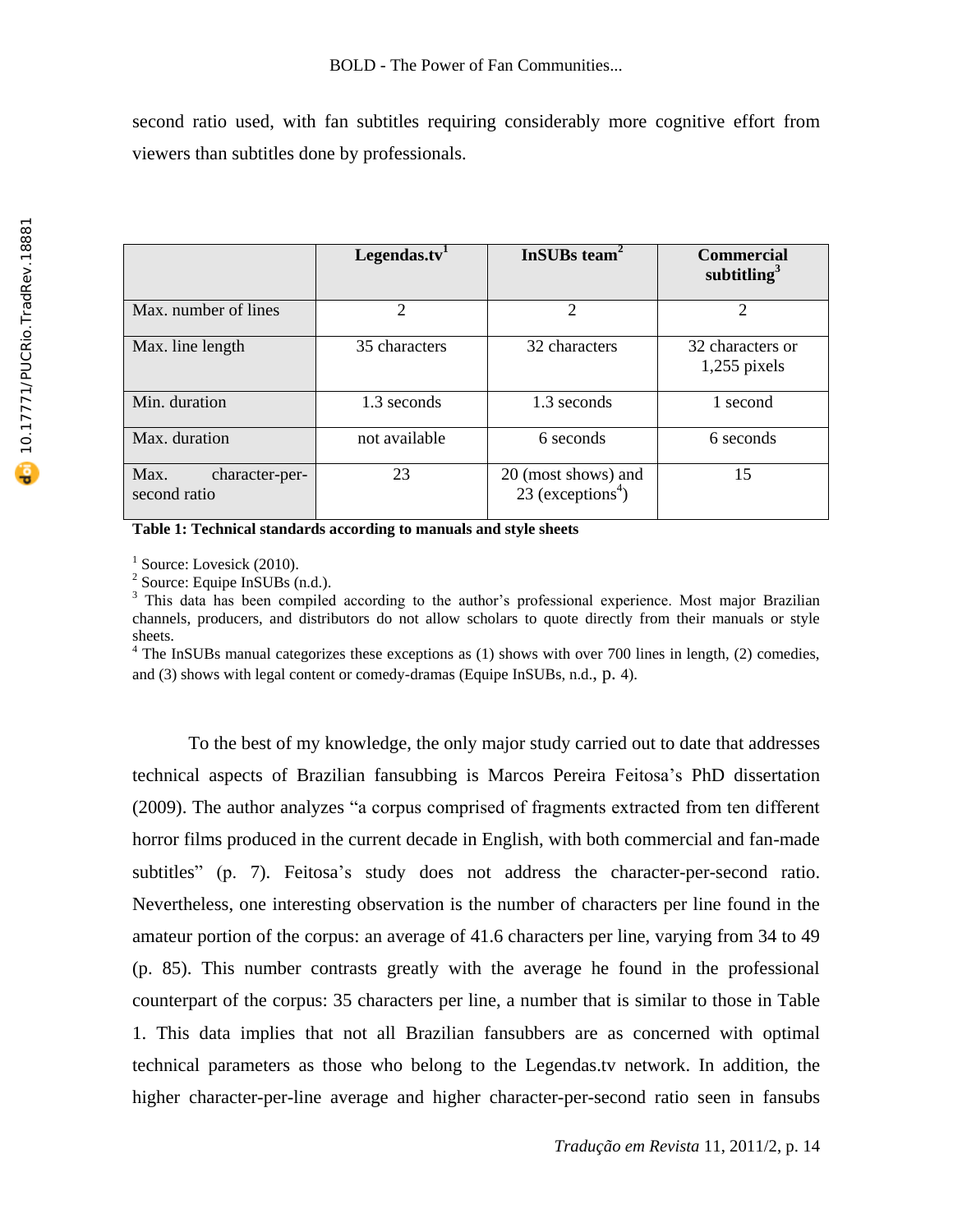second ratio used, with fan subtitles requiring considerably more cognitive effort from viewers than subtitles done by professionals.

| | Legendas.tv[1] | InSUBs team[2] | Commercial subtitling[3] |
|---|---|---|---|
| Max. number of lines | 2 | 2 | 2 |
| Max. line length | 35 characters | 32 characters | 32 characters or 1,255 pixels |
| Min. duration | 1.3 seconds | 1.3 seconds | 1 second |
| Max. duration | not available | 6 seconds | 6 seconds |
| Max. character-per-second ratio | 23 | 20 (most shows) and 23 (exceptions[4]) | 15 |

**Table 1: Technical standards according to manuals and style sheets**

[1] Source: Lovesick (2010).
[2] Source: Equipe InSUBs (n.d.).
[3] This data has been compiled according to the author's professional experience. Most major Brazilian channels, producers, and distributors do not allow scholars to quote directly from their manuals or style sheets.
[4] The InSUBs manual categorizes these exceptions as (1) shows with over 700 lines in length, (2) comedies, and (3) shows with legal content or comedy-dramas (Equipe InSUBs, n.d., p. 4).

To the best of my knowledge, the only major study carried out to date that addresses technical aspects of Brazilian fansubbing is Marcos Pereira Feitosa's PhD dissertation (2009). The author analyzes "a corpus comprised of fragments extracted from ten different horror films produced in the current decade in English, with both commercial and fan-made subtitles" (p. 7). Feitosa's study does not address the character-per-second ratio. Nevertheless, one interesting observation is the number of characters per line found in the amateur portion of the corpus: an average of 41.6 characters per line, varying from 34 to 49 (p. 85). This number contrasts greatly with the average he found in the professional counterpart of the corpus: 35 characters per line, a number that is similar to those in Table 1. This data implies that not all Brazilian fansubbers are as concerned with optimal technical parameters as those who belong to the Legendas.tv network. In addition, the higher character-per-line average and higher character-per-second ratio seen in fansubs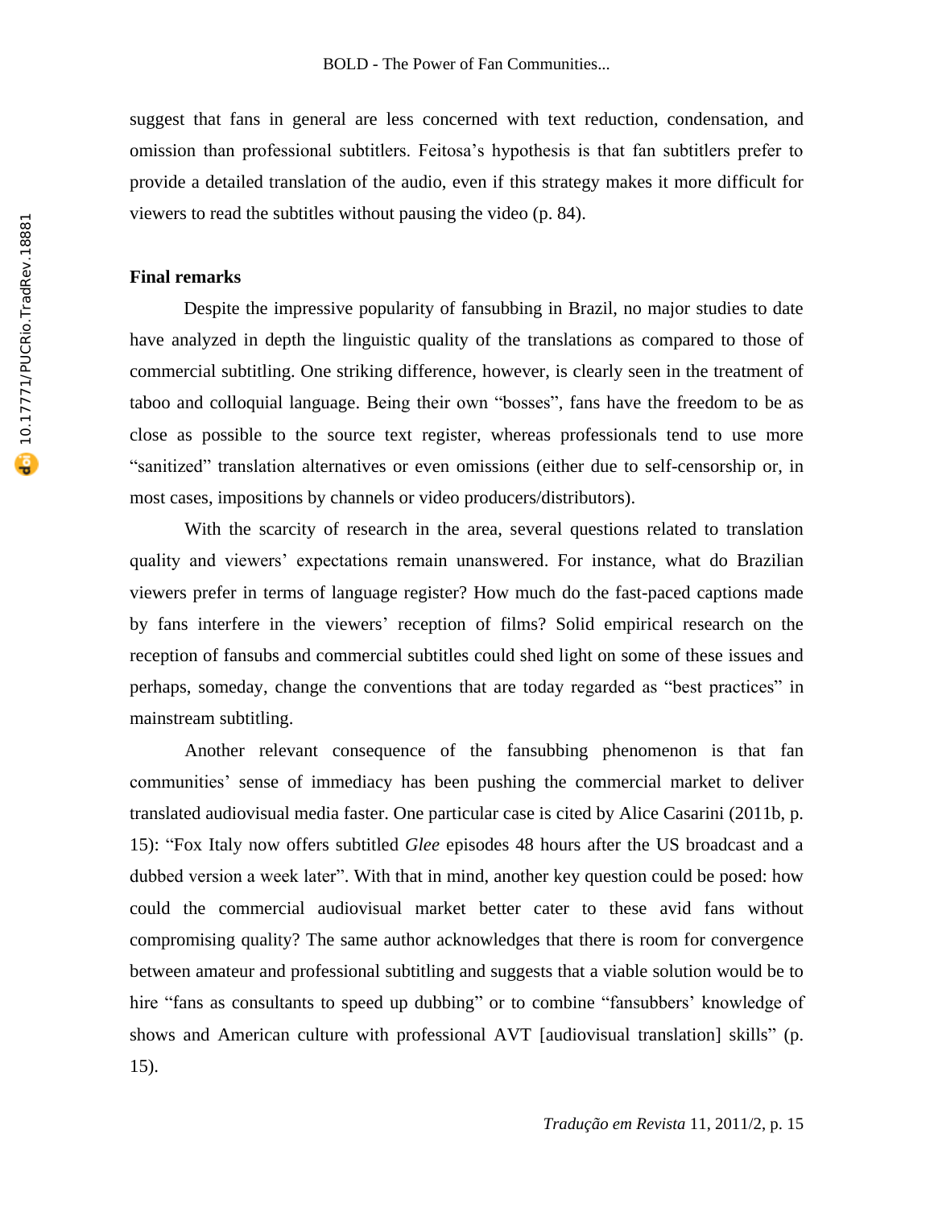suggest that fans in general are less concerned with text reduction, condensation, and omission than professional subtitlers. Feitosa's hypothesis is that fan subtitlers prefer to provide a detailed translation of the audio, even if this strategy makes it more difficult for viewers to read the subtitles without pausing the video (p. 84).

## Final remarks

Despite the impressive popularity of fansubbing in Brazil, no major studies to date have analyzed in depth the linguistic quality of the translations as compared to those of commercial subtitling. One striking difference, however, is clearly seen in the treatment of taboo and colloquial language. Being their own "bosses", fans have the freedom to be as close as possible to the source text register, whereas professionals tend to use more "sanitized" translation alternatives or even omissions (either due to self-censorship or, in most cases, impositions by channels or video producers/distributors).

With the scarcity of research in the area, several questions related to translation quality and viewers' expectations remain unanswered. For instance, what do Brazilian viewers prefer in terms of language register? How much do the fast-paced captions made by fans interfere in the viewers' reception of films? Solid empirical research on the reception of fansubs and commercial subtitles could shed light on some of these issues and perhaps, someday, change the conventions that are today regarded as "best practices" in mainstream subtitling.

Another relevant consequence of the fansubbing phenomenon is that fan communities' sense of immediacy has been pushing the commercial market to deliver translated audiovisual media faster. One particular case is cited by Alice Casarini (2011b, p. 15): "Fox Italy now offers subtitled *Glee* episodes 48 hours after the US broadcast and a dubbed version a week later". With that in mind, another key question could be posed: how could the commercial audiovisual market better cater to these avid fans without compromising quality? The same author acknowledges that there is room for convergence between amateur and professional subtitling and suggests that a viable solution would be to hire "fans as consultants to speed up dubbing" or to combine "fansubbers' knowledge of shows and American culture with professional AVT [audiovisual translation] skills" (p. 15).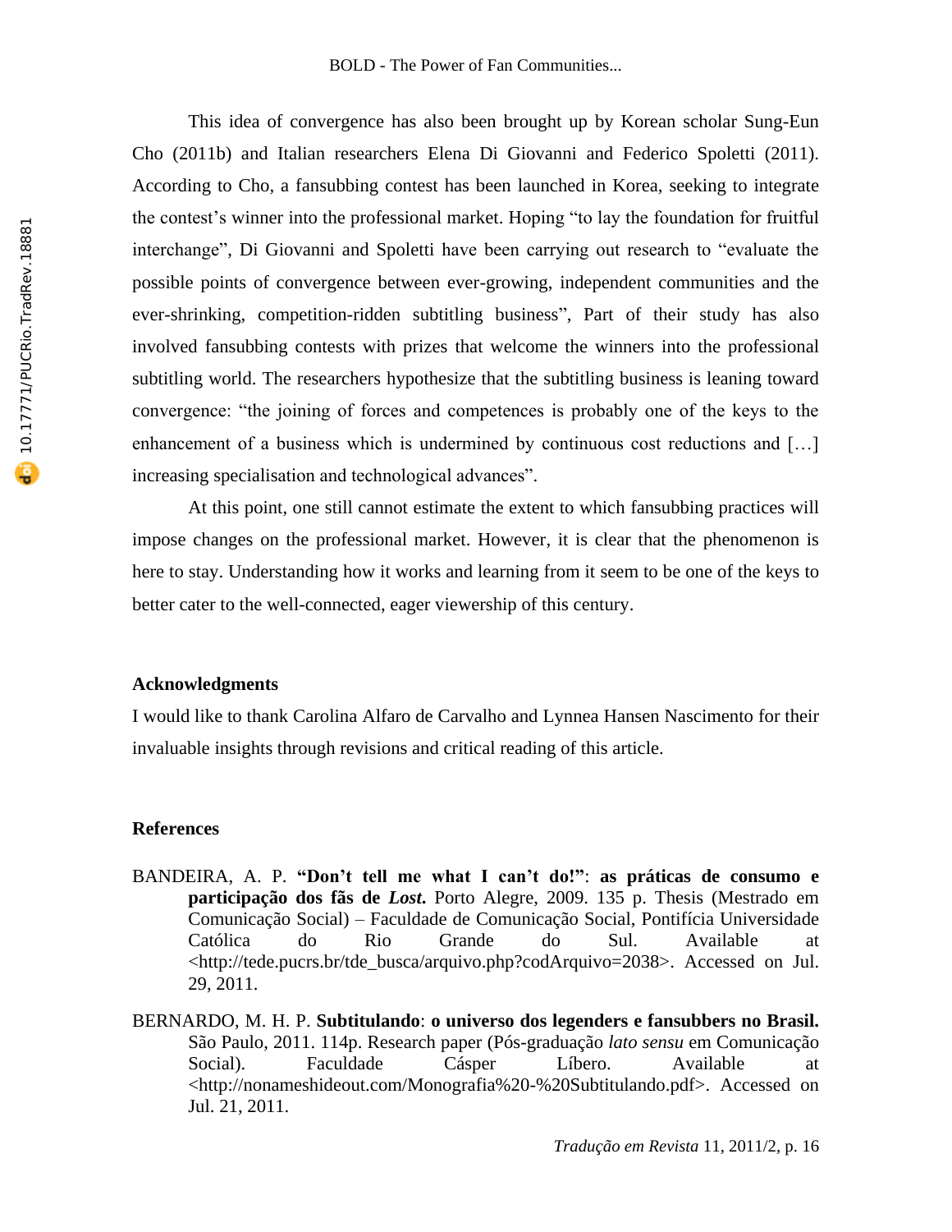This idea of convergence has also been brought up by Korean scholar Sung-Eun Cho (2011b) and Italian researchers Elena Di Giovanni and Federico Spoletti (2011). According to Cho, a fansubbing contest has been launched in Korea, seeking to integrate the contest's winner into the professional market. Hoping "to lay the foundation for fruitful interchange", Di Giovanni and Spoletti have been carrying out research to "evaluate the possible points of convergence between ever-growing, independent communities and the ever-shrinking, competition-ridden subtitling business", Part of their study has also involved fansubbing contests with prizes that welcome the winners into the professional subtitling world. The researchers hypothesize that the subtitling business is leaning toward convergence: "the joining of forces and competences is probably one of the keys to the enhancement of a business which is undermined by continuous cost reductions and […] increasing specialisation and technological advances".

At this point, one still cannot estimate the extent to which fansubbing practices will impose changes on the professional market. However, it is clear that the phenomenon is here to stay. Understanding how it works and learning from it seem to be one of the keys to better cater to the well-connected, eager viewership of this century.

## Acknowledgments

I would like to thank Carolina Alfaro de Carvalho and Lynnea Hansen Nascimento for their invaluable insights through revisions and critical reading of this article.

## References

BANDEIRA, A. P. **"Don't tell me what I can't do!"**: **as práticas de consumo e participação dos fãs de *Lost*.** Porto Alegre, 2009. 135 p. Thesis (Mestrado em Comunicação Social) – Faculdade de Comunicação Social, Pontifícia Universidade Católica do Rio Grande do Sul. Available at <http://tede.pucrs.br/tde_busca/arquivo.php?codArquivo=2038>. Accessed on Jul. 29, 2011.

BERNARDO, M. H. P. **Subtitulando**: **o universo dos legenders e fansubbers no Brasil.** São Paulo, 2011. 114p. Research paper (Pós-graduação *lato sensu* em Comunicação Social). Faculdade Cásper Líbero. Available at <http://nonameshideout.com/Monografia%20-%20Subtitulando.pdf>. Accessed on Jul. 21, 2011.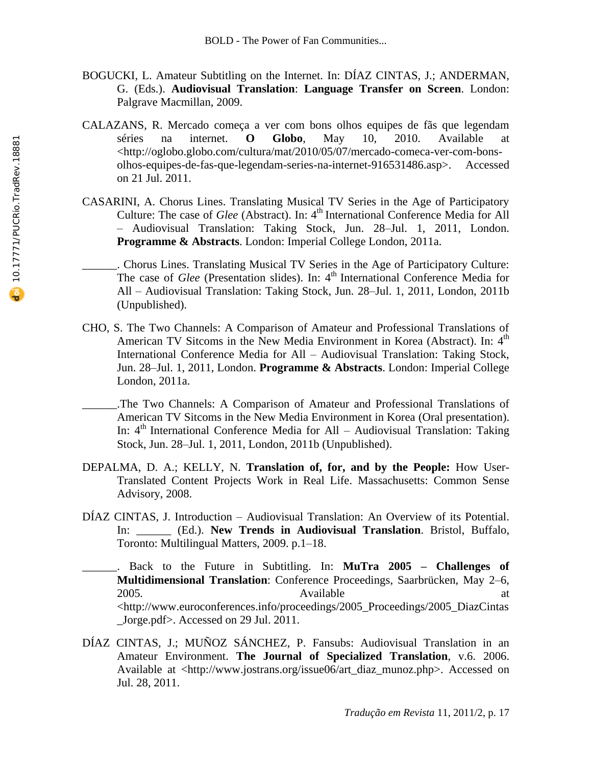BOGUCKI, L. Amateur Subtitling on the Internet. In: DÍAZ CINTAS, J.; ANDERMAN, G. (Eds.). **Audiovisual Translation**: **Language Transfer on Screen**. London: Palgrave Macmillan, 2009.

CALAZANS, R. Mercado começa a ver com bons olhos equipes de fãs que legendam séries na internet. **O Globo**, May 10, 2010. Available at <http://oglobo.globo.com/cultura/mat/2010/05/07/mercado-comeca-ver-com-bons-olhos-equipes-de-fas-que-legendam-series-na-internet-916531486.asp>. Accessed on 21 Jul. 2011.

CASARINI, A. Chorus Lines. Translating Musical TV Series in the Age of Participatory Culture: The case of *Glee* (Abstract). In: 4th International Conference Media for All – Audiovisual Translation: Taking Stock, Jun. 28–Jul. 1, 2011, London. **Programme & Abstracts**. London: Imperial College London, 2011a.

______. Chorus Lines. Translating Musical TV Series in the Age of Participatory Culture: The case of *Glee* (Presentation slides). In: 4th International Conference Media for All – Audiovisual Translation: Taking Stock, Jun. 28–Jul. 1, 2011, London, 2011b (Unpublished).

CHO, S. The Two Channels: A Comparison of Amateur and Professional Translations of American TV Sitcoms in the New Media Environment in Korea (Abstract). In: 4th International Conference Media for All – Audiovisual Translation: Taking Stock, Jun. 28–Jul. 1, 2011, London. **Programme & Abstracts**. London: Imperial College London, 2011a.

______.The Two Channels: A Comparison of Amateur and Professional Translations of American TV Sitcoms in the New Media Environment in Korea (Oral presentation). In: 4th International Conference Media for All – Audiovisual Translation: Taking Stock, Jun. 28–Jul. 1, 2011, London, 2011b (Unpublished).

DEPALMA, D. A.; KELLY, N. **Translation of, for, and by the People:** How User-Translated Content Projects Work in Real Life. Massachusetts: Common Sense Advisory, 2008.

DÍAZ CINTAS, J. Introduction – Audiovisual Translation: An Overview of its Potential. In: ______ (Ed.). **New Trends in Audiovisual Translation**. Bristol, Buffalo, Toronto: Multilingual Matters, 2009. p.1–18.

______. Back to the Future in Subtitling. In: **MuTra 2005 – Challenges of Multidimensional Translation**: Conference Proceedings, Saarbrücken, May 2–6, 2005. Available at <http://www.euroconferences.info/proceedings/2005_Proceedings/2005_DiazCintas_Jorge.pdf>. Accessed on 29 Jul. 2011.

DÍAZ CINTAS, J.; MUÑOZ SÁNCHEZ, P. Fansubs: Audiovisual Translation in an Amateur Environment. **The Journal of Specialized Translation**, v.6. 2006. Available at <http://www.jostrans.org/issue06/art_diaz_munoz.php>. Accessed on Jul. 28, 2011.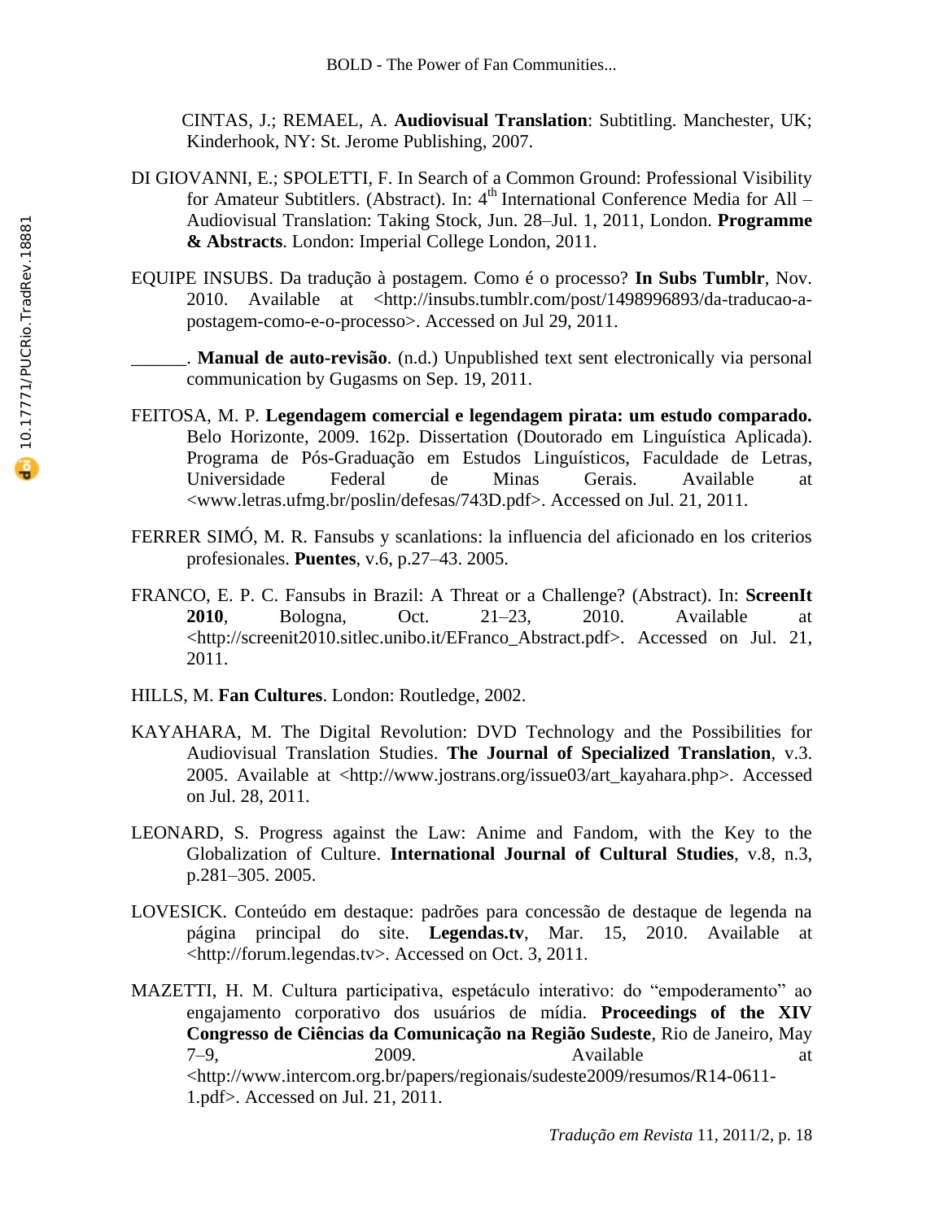CINTAS, J.; REMAEL, A. **Audiovisual Translation**: Subtitling. Manchester, UK; Kinderhook, NY: St. Jerome Publishing, 2007.

DI GIOVANNI, E.; SPOLETTI, F. In Search of a Common Ground: Professional Visibility for Amateur Subtitlers. (Abstract). In: 4th International Conference Media for All – Audiovisual Translation: Taking Stock, Jun. 28–Jul. 1, 2011, London. **Programme & Abstracts**. London: Imperial College London, 2011.

EQUIPE INSUBS. Da tradução à postagem. Como é o processo? **In Subs Tumblr**, Nov. 2010. Available at <http://insubs.tumblr.com/post/1498996893/da-traducao-a-postagem-como-e-o-processo>. Accessed on Jul 29, 2011.

______. **Manual de auto-revisão**. (n.d.) Unpublished text sent electronically via personal communication by Gugasms on Sep. 19, 2011.

FEITOSA, M. P. **Legendagem comercial e legendagem pirata: um estudo comparado.** Belo Horizonte, 2009. 162p. Dissertation (Doutorado em Linguística Aplicada). Programa de Pós-Graduação em Estudos Linguísticos, Faculdade de Letras, Universidade Federal de Minas Gerais. Available at <www.letras.ufmg.br/poslin/defesas/743D.pdf>. Accessed on Jul. 21, 2011.

FERRER SIMÓ, M. R. Fansubs y scanlations: la influencia del aficionado en los criterios profesionales. **Puentes**, v.6, p.27–43. 2005.

FRANCO, E. P. C. Fansubs in Brazil: A Threat or a Challenge? (Abstract). In: **ScreenIt 2010**, Bologna, Oct. 21–23, 2010. Available at <http://screenit2010.sitlec.unibo.it/EFranco_Abstract.pdf>. Accessed on Jul. 21, 2011.

HILLS, M. **Fan Cultures**. London: Routledge, 2002.

KAYAHARA, M. The Digital Revolution: DVD Technology and the Possibilities for Audiovisual Translation Studies. **The Journal of Specialized Translation**, v.3. 2005. Available at <http://www.jostrans.org/issue03/art_kayahara.php>. Accessed on Jul. 28, 2011.

LEONARD, S. Progress against the Law: Anime and Fandom, with the Key to the Globalization of Culture. **International Journal of Cultural Studies**, v.8, n.3, p.281–305. 2005.

LOVESICK. Conteúdo em destaque: padrões para concessão de destaque de legenda na página principal do site. **Legendas.tv**, Mar. 15, 2010. Available at <http://forum.legendas.tv>. Accessed on Oct. 3, 2011.

MAZETTI, H. M. Cultura participativa, espetáculo interativo: do "empoderamento" ao engajamento corporativo dos usuários de mídia. **Proceedings of the XIV Congresso de Ciências da Comunicação na Região Sudeste**, Rio de Janeiro, May 7–9, 2009. Available at <http://www.intercom.org.br/papers/regionais/sudeste2009/resumos/R14-0611-1.pdf>. Accessed on Jul. 21, 2011.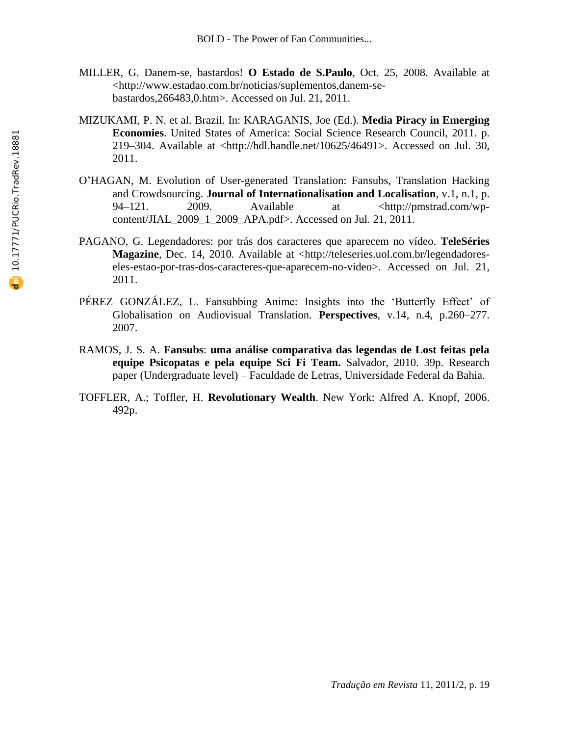MILLER, G. Danem-se, bastardos! **O Estado de S.Paulo**, Oct. 25, 2008. Available at <http://www.estadao.com.br/noticias/suplementos,danem-se-bastardos,266483,0.htm>. Accessed on Jul. 21, 2011.

MIZUKAMI, P. N. et al. Brazil. In: KARAGANIS, Joe (Ed.). **Media Piracy in Emerging Economies**. United States of America: Social Science Research Council, 2011. p. 219–304. Available at <http://hdl.handle.net/10625/46491>. Accessed on Jul. 30, 2011.

O'HAGAN, M. Evolution of User-generated Translation: Fansubs, Translation Hacking and Crowdsourcing. **Journal of Internationalisation and Localisation**, v.1, n.1, p. 94–121. 2009. Available at <http://pmstrad.com/wp-content/JIAL_2009_1_2009_APA.pdf>. Accessed on Jul. 21, 2011.

PAGANO, G. Legendadores: por trás dos caracteres que aparecem no vídeo. **TeleSéries Magazine**, Dec. 14, 2010. Available at <http://teleseries.uol.com.br/legendadores-eles-estao-por-tras-dos-caracteres-que-aparecem-no-video>. Accessed on Jul. 21, 2011.

PÉREZ GONZÁLEZ, L. Fansubbing Anime: Insights into the 'Butterfly Effect' of Globalisation on Audiovisual Translation. **Perspectives**, v.14, n.4, p.260–277. 2007.

RAMOS, J. S. A. **Fansubs**: **uma análise comparativa das legendas de Lost feitas pela equipe Psicopatas e pela equipe Sci Fi Team.** Salvador, 2010. 39p. Research paper (Undergraduate level) – Faculdade de Letras, Universidade Federal da Bahia.

TOFFLER, A.; Toffler, H. **Revolutionary Wealth**. New York: Alfred A. Knopf, 2006. 492p.